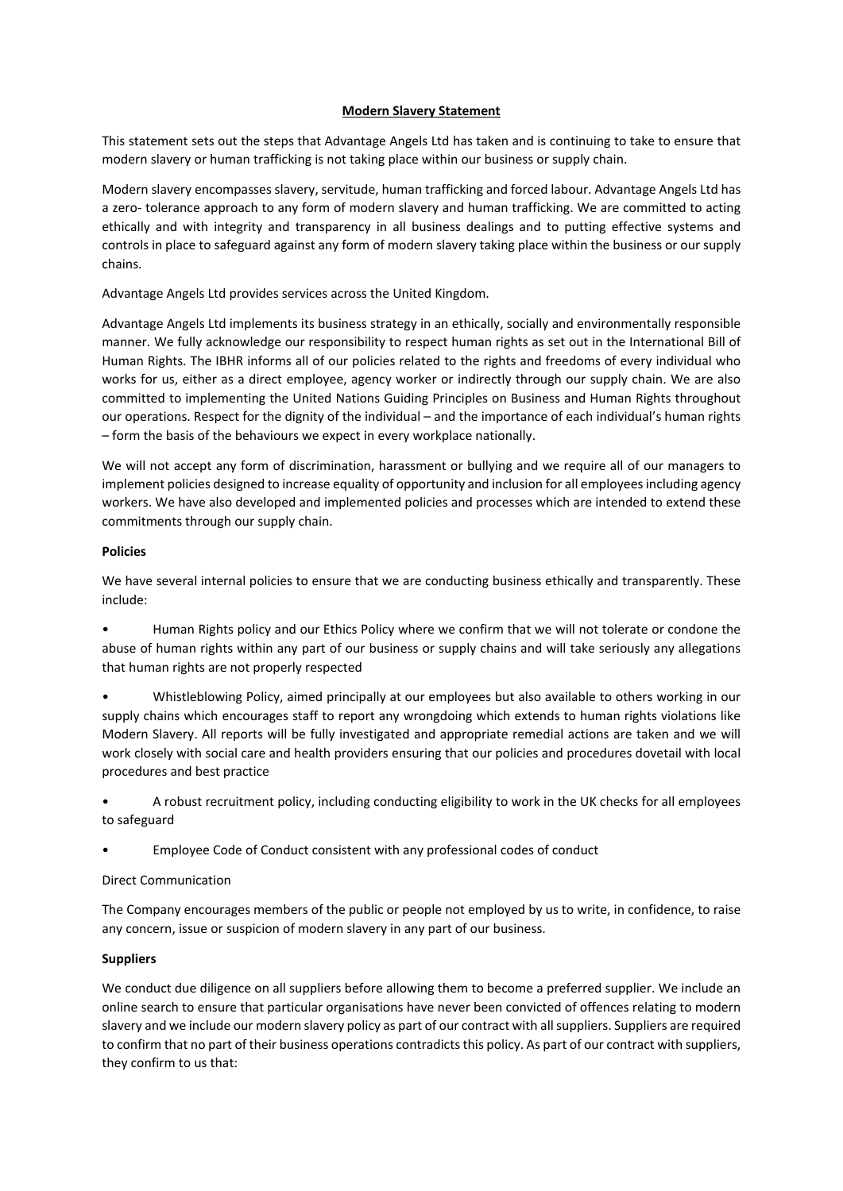# Modern Slavery Statement

This statement sets out the steps that Advantage Angels Ltd has taken and is continuing to take to ensure that modern slavery or human trafficking is not taking place within our business or supply chain.

Modern slavery encompasses slavery, servitude, human trafficking and forced labour. Advantage Angels Ltd has a zero- tolerance approach to any form of modern slavery and human trafficking. We are committed to acting ethically and with integrity and transparency in all business dealings and to putting effective systems and controls in place to safeguard against any form of modern slavery taking place within the business or our supply chains.

Advantage Angels Ltd provides services across the United Kingdom.

Advantage Angels Ltd implements its business strategy in an ethically, socially and environmentally responsible manner. We fully acknowledge our responsibility to respect human rights as set out in the International Bill of Human Rights. The IBHR informs all of our policies related to the rights and freedoms of every individual who works for us, either as a direct employee, agency worker or indirectly through our supply chain. We are also committed to implementing the United Nations Guiding Principles on Business and Human Rights throughout our operations. Respect for the dignity of the individual – and the importance of each individual's human rights – form the basis of the behaviours we expect in every workplace nationally.

We will not accept any form of discrimination, harassment or bullying and we require all of our managers to implement policies designed to increase equality of opportunity and inclusion for all employees including agency workers. We have also developed and implemented policies and processes which are intended to extend these commitments through our supply chain.

**Policies**

We have several internal policies to ensure that we are conducting business ethically and transparently. These include:

- Human Rights policy and our Ethics Policy where we confirm that we will not tolerate or condone the abuse of human rights within any part of our business or supply chains and will take seriously any allegations that human rights are not properly respected
- Whistleblowing Policy, aimed principally at our employees but also available to others working in our supply chains which encourages staff to report any wrongdoing which extends to human rights violations like Modern Slavery. All reports will be fully investigated and appropriate remedial actions are taken and we will work closely with social care and health providers ensuring that our policies and procedures dovetail with local procedures and best practice
- A robust recruitment policy, including conducting eligibility to work in the UK checks for all employees to safeguard
- Employee Code of Conduct consistent with any professional codes of conduct

Direct Communication

The Company encourages members of the public or people not employed by us to write, in confidence, to raise any concern, issue or suspicion of modern slavery in any part of our business.

**Suppliers**

We conduct due diligence on all suppliers before allowing them to become a preferred supplier. We include an online search to ensure that particular organisations have never been convicted of offences relating to modern slavery and we include our modern slavery policy as part of our contract with all suppliers. Suppliers are required to confirm that no part of their business operations contradicts this policy. As part of our contract with suppliers, they confirm to us that: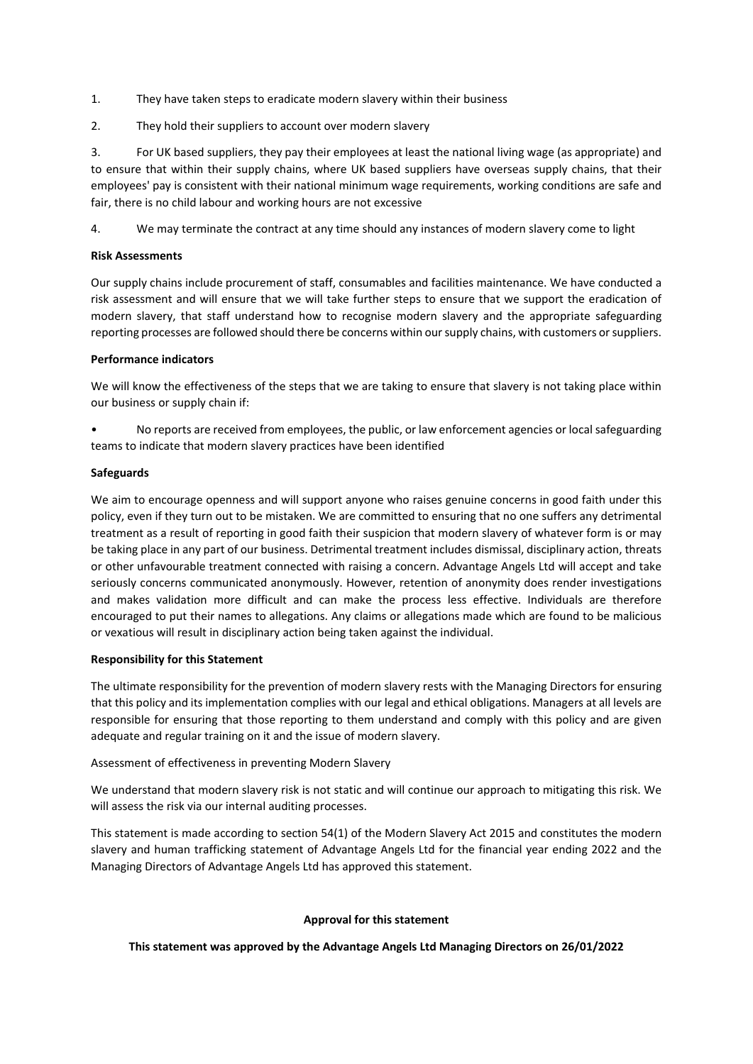1. They have taken steps to eradicate modern slavery within their business

2. They hold their suppliers to account over modern slavery

3. For UK based suppliers, they pay their employees at least the national living wage (as appropriate) and to ensure that within their supply chains, where UK based suppliers have overseas supply chains, that their employees' pay is consistent with their national minimum wage requirements, working conditions are safe and fair, there is no child labour and working hours are not excessive

4. We may terminate the contract at any time should any instances of modern slavery come to light

**Risk Assessments**

Our supply chains include procurement of staff, consumables and facilities maintenance. We have conducted a risk assessment and will ensure that we will take further steps to ensure that we support the eradication of modern slavery, that staff understand how to recognise modern slavery and the appropriate safeguarding reporting processes are followed should there be concerns within our supply chains, with customers or suppliers.

**Performance indicators**

We will know the effectiveness of the steps that we are taking to ensure that slavery is not taking place within our business or supply chain if:

- No reports are received from employees, the public, or law enforcement agencies or local safeguarding teams to indicate that modern slavery practices have been identified

**Safeguards**

We aim to encourage openness and will support anyone who raises genuine concerns in good faith under this policy, even if they turn out to be mistaken. We are committed to ensuring that no one suffers any detrimental treatment as a result of reporting in good faith their suspicion that modern slavery of whatever form is or may be taking place in any part of our business. Detrimental treatment includes dismissal, disciplinary action, threats or other unfavourable treatment connected with raising a concern. Advantage Angels Ltd will accept and take seriously concerns communicated anonymously. However, retention of anonymity does render investigations and makes validation more difficult and can make the process less effective. Individuals are therefore encouraged to put their names to allegations. Any claims or allegations made which are found to be malicious or vexatious will result in disciplinary action being taken against the individual.

**Responsibility for this Statement**

The ultimate responsibility for the prevention of modern slavery rests with the Managing Directors for ensuring that this policy and its implementation complies with our legal and ethical obligations. Managers at all levels are responsible for ensuring that those reporting to them understand and comply with this policy and are given adequate and regular training on it and the issue of modern slavery.

Assessment of effectiveness in preventing Modern Slavery

We understand that modern slavery risk is not static and will continue our approach to mitigating this risk. We will assess the risk via our internal auditing processes.

This statement is made according to section 54(1) of the Modern Slavery Act 2015 and constitutes the modern slavery and human trafficking statement of Advantage Angels Ltd for the financial year ending 2022 and the Managing Directors of Advantage Angels Ltd has approved this statement.

**Approval for this statement**

**This statement was approved by the Advantage Angels Ltd Managing Directors on 26/01/2022**